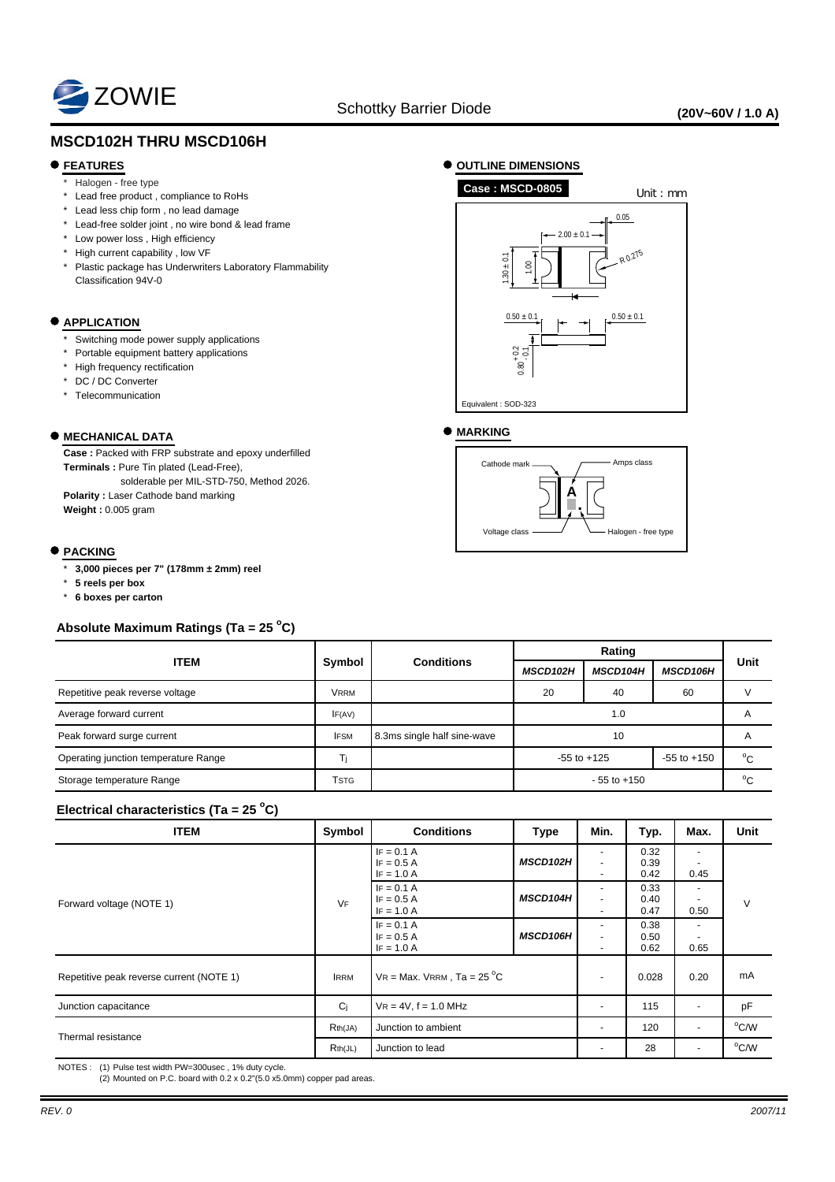ZOWIE

Schottky Barrier Diode **(20V~60V / 1.0 A)**

# MSCD102H THRU MSCD106H

## FEATURES

- Halogen - free type
- Lead free product , compliance to RoHs
- Lead less chip form , no lead damage
- Lead-free solder joint , no wire bond & lead frame
- Low power loss , High efficiency
- High current capability , low VF
- Plastic package has Underwriters Laboratory Flammability Classification 94V-0

## APPLICATION

- Switching mode power supply applications
- Portable equipment battery applications
- High frequency rectification
- DC / DC Converter
- Telecommunication

## MECHANICAL DATA

**Case :** Packed with FRP substrate and epoxy underfilled
**Terminals :** Pure Tin plated (Lead-Free), solderable per MIL-STD-750, Method 2026.
**Polarity :** Laser Cathode band marking
**Weight :** 0.005 gram

## PACKING

- **3,000 pieces per 7" (178mm ± 2mm) reel**
- **5 reels per box**
- **6 boxes per carton**

## OUTLINE DIMENSIONS

**Case : MSCD-0805** Unit : mm

2.00 ± 0.1; 0.05; 1.30 ± 0.1; 1.00; R 0.275; 0.50 ± 0.1; 0.50 ± 0.1; 0.80 +0.2 -0.1

Equivalent : SOD-323

## MARKING

Cathode mark; Amps class; A; Voltage class; Halogen - free type

## Absolute Maximum Ratings (Ta = 25 °C)

| ITEM | Symbol | Conditions | Rating | | | Unit |
|---|---|---|---|---|---|---|
| | | | MSCD102H | MSCD104H | MSCD106H | |
| Repetitive peak reverse voltage | $V_{RRM}$ | | 20 | 40 | 60 | V |
| Average forward current | $I_{F(AV)}$ | | 1.0 | | | A |
| Peak forward surge current | $I_{FSM}$ | 8.3ms single half sine-wave | 10 | | | A |
| Operating junction temperature Range | $T_j$ | | -55 to +125 | | -55 to +150 | °C |
| Storage temperature Range | $T_{STG}$ | | - 55 to +150 | | | °C |

## Electrical characteristics (Ta = 25 °C)

| ITEM | Symbol | Conditions | Type | Min. | Typ. | Max. | Unit |
|---|---|---|---|---|---|---|---|
| Forward voltage (NOTE 1) | $V_F$ | $I_F$ = 0.1 A<br>$I_F$ = 0.5 A<br>$I_F$ = 1.0 A | MSCD102H | -<br>-<br>- | 0.32<br>0.39<br>0.42 | -<br>-<br>0.45 | V |
| | | $I_F$ = 0.1 A<br>$I_F$ = 0.5 A<br>$I_F$ = 1.0 A | MSCD104H | -<br>-<br>- | 0.33<br>0.40<br>0.47 | -<br>-<br>0.50 | |
| | | $I_F$ = 0.1 A<br>$I_F$ = 0.5 A<br>$I_F$ = 1.0 A | MSCD106H | -<br>-<br>- | 0.38<br>0.50<br>0.62 | -<br>-<br>0.65 | |
| Repetitive peak reverse current (NOTE 1) | $I_{RRM}$ | $V_R$ = Max. $V_{RRM}$ , Ta = 25 °C | | - | 0.028 | 0.20 | mA |
| Junction capacitance | $C_j$ | $V_R$ = 4V, f = 1.0 MHz | | - | 115 | - | pF |
| Thermal resistance | $R_{th(JA)}$ | Junction to ambient | | - | 120 | - | °C/W |
| | $R_{th(JL)}$ | Junction to lead | | - | 28 | - | °C/W |

NOTES : (1) Pulse test width PW=300usec , 1% duty cycle.
(2) Mounted on P.C. board with 0.2 x 0.2"(5.0 x5.0mm) copper pad areas.

*REV. 0* *2007/11*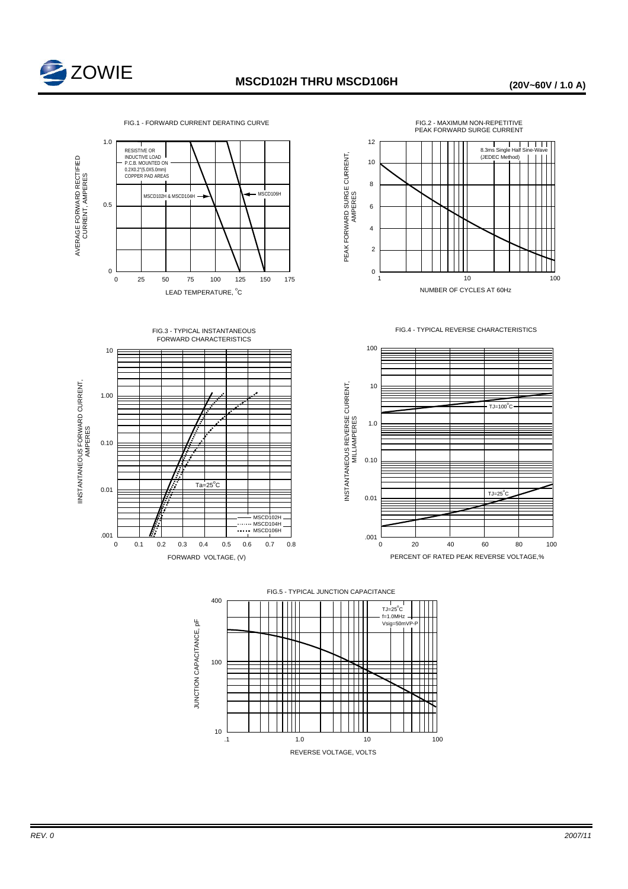ZOWIE

# MSCD102H THRU MSCD106H

**(20V~60V / 1.0 A)**

FIG.1 - FORWARD CURRENT DERATING CURVE

AVERAGE FORWARD RECTIFIED CURRENT, AMPERES

1.0
0.5
0

0 25 50 75 100 125 150 175

LEAD TEMPERATURE, °C

RESISTIVE OR INDUCTIVE LOAD P.C.B. MOUNTED ON 0.2X0.2"(5.0X5.0mm) COPPER PAD AREAS

MSCD102H & MSCD104H

MSCD106H

FIG.2 - MAXIMUM NON-REPETITIVE PEAK FORWARD SURGE CURRENT

PEAK FORWARD SURGE CURRENT, AMPERES

12
10
8
6
4
2
0

1 10 100

NUMBER OF CYCLES AT 60Hz

8.3ms Single Half Sine-Wave (JEDEC Method)

FIG.3 - TYPICAL INSTANTANEOUS FORWARD CHARACTERISTICS

IINSTANTANEOUS FORWARD CURRENT, AMPERES

10
1.00
0.10
0.01
.001

0 0.1 0.2 0.3 0.4 0.5 0.6 0.7 0.8

FORWARD VOLTAGE, (V)

Ta=25°C

MSCD102H
MSCD104H
MSCD106H

FIG.4 - TYPICAL REVERSE CHARACTERISTICS

INSTANTANEOUS REVERSE CURRENT, MILLIAMPERES

100
10
1.0
0.10
0.01
.001

0 20 40 60 80 100

PERCENT OF RATED PEAK REVERSE VOLTAGE,%

TJ=100°C

TJ=25°C

FIG.5 - TYPICAL JUNCTION CAPACITANCE

JUNCTION CAPACITANCE, pF

400
100
10

.1 1.0 10 100

REVERSE VOLTAGE, VOLTS

TJ=25°C
f=1.0MHz
Vsig=50mVP-P

*REV. 0*

*2007/11*